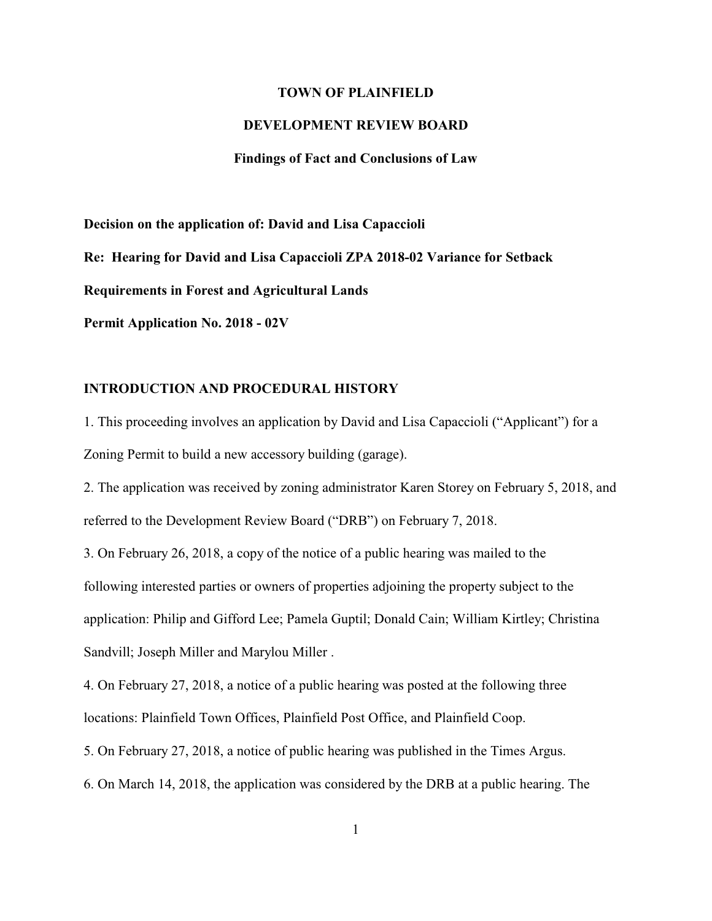**TOWN OF PLAINFIELD**

**DEVELOPMENT REVIEW BOARD**

**Findings of Fact and Conclusions of Law**

**Decision on the application of: David and Lisa Capaccioli**

**Re: Hearing for David and Lisa Capaccioli ZPA 2018-02 Variance for Setback Requirements in Forest and Agricultural Lands**

**Permit Application No. 2018 - 02V**

## INTRODUCTION AND PROCEDURAL HISTORY

1. This proceeding involves an application by David and Lisa Capaccioli ("Applicant") for a Zoning Permit to build a new accessory building (garage).

2. The application was received by zoning administrator Karen Storey on February 5, 2018, and referred to the Development Review Board ("DRB") on February 7, 2018.

3. On February 26, 2018, a copy of the notice of a public hearing was mailed to the following interested parties or owners of properties adjoining the property subject to the application: Philip and Gifford Lee; Pamela Guptil; Donald Cain; William Kirtley; Christina Sandvill; Joseph Miller and Marylou Miller .

4. On February 27, 2018, a notice of a public hearing was posted at the following three locations: Plainfield Town Offices, Plainfield Post Office, and Plainfield Coop.

5. On February 27, 2018, a notice of public hearing was published in the Times Argus.

6. On March 14, 2018, the application was considered by the DRB at a public hearing. The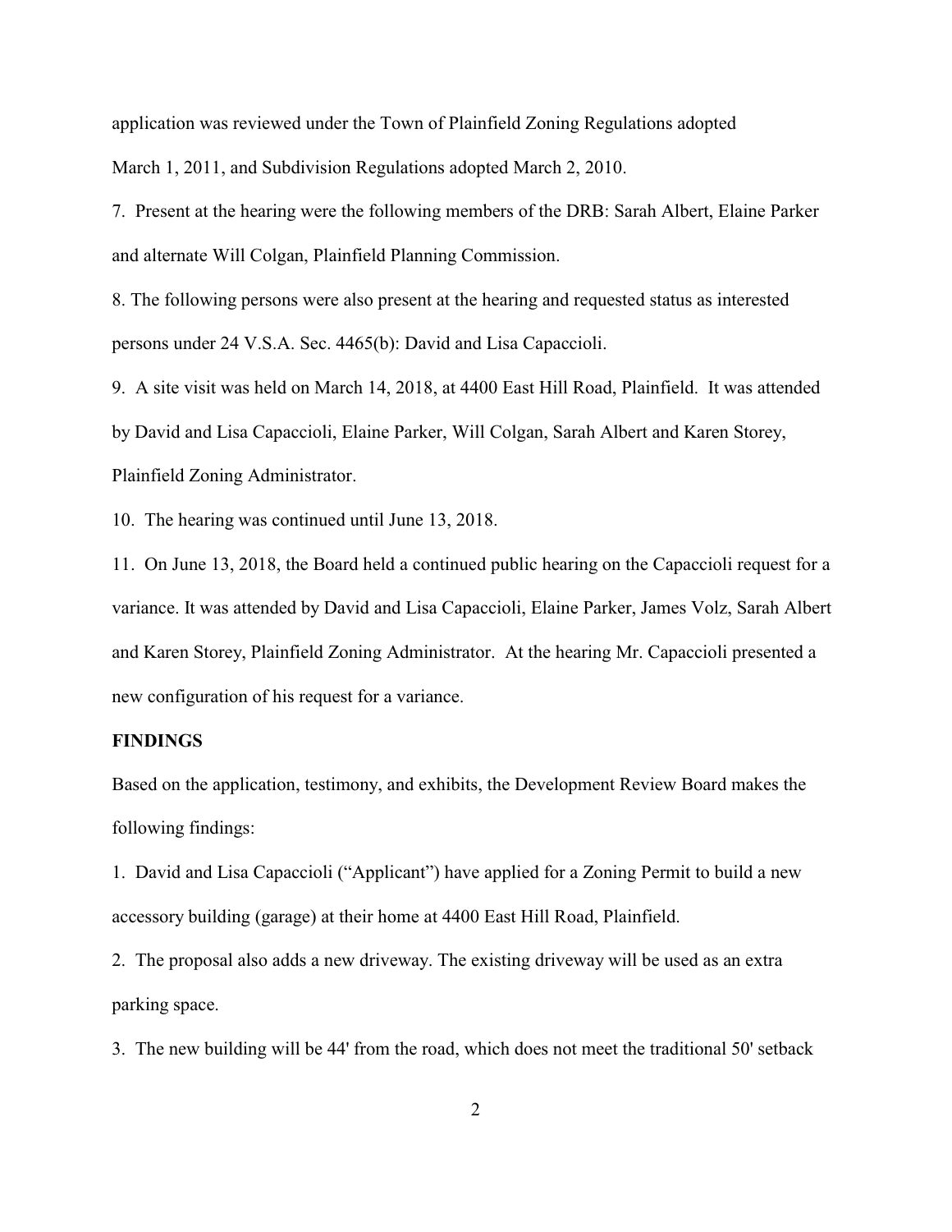application was reviewed under the Town of Plainfield Zoning Regulations adopted March 1, 2011, and Subdivision Regulations adopted March 2, 2010.

7. Present at the hearing were the following members of the DRB: Sarah Albert, Elaine Parker and alternate Will Colgan, Plainfield Planning Commission.

8. The following persons were also present at the hearing and requested status as interested persons under 24 V.S.A. Sec. 4465(b): David and Lisa Capaccioli.

9. A site visit was held on March 14, 2018, at 4400 East Hill Road, Plainfield. It was attended by David and Lisa Capaccioli, Elaine Parker, Will Colgan, Sarah Albert and Karen Storey, Plainfield Zoning Administrator.

10. The hearing was continued until June 13, 2018.

11. On June 13, 2018, the Board held a continued public hearing on the Capaccioli request for a variance. It was attended by David and Lisa Capaccioli, Elaine Parker, James Volz, Sarah Albert and Karen Storey, Plainfield Zoning Administrator. At the hearing Mr. Capaccioli presented a new configuration of his request for a variance.

**FINDINGS**

Based on the application, testimony, and exhibits, the Development Review Board makes the following findings:

1. David and Lisa Capaccioli ("Applicant") have applied for a Zoning Permit to build a new accessory building (garage) at their home at 4400 East Hill Road, Plainfield.

2. The proposal also adds a new driveway. The existing driveway will be used as an extra parking space.

3. The new building will be 44' from the road, which does not meet the traditional 50' setback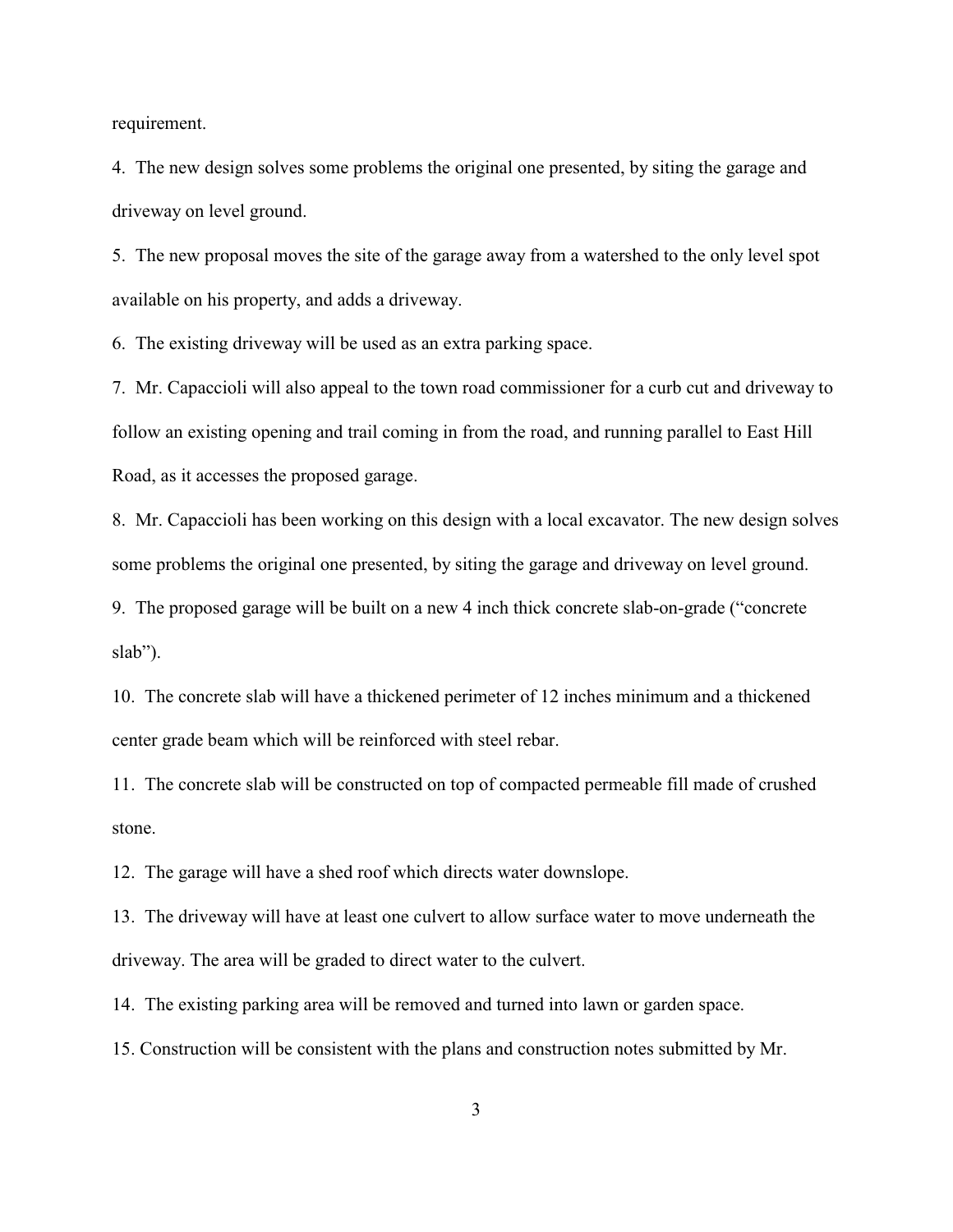requirement.

4. The new design solves some problems the original one presented, by siting the garage and driveway on level ground.

5. The new proposal moves the site of the garage away from a watershed to the only level spot available on his property, and adds a driveway.

6. The existing driveway will be used as an extra parking space.

7. Mr. Capaccioli will also appeal to the town road commissioner for a curb cut and driveway to follow an existing opening and trail coming in from the road, and running parallel to East Hill Road, as it accesses the proposed garage.

8. Mr. Capaccioli has been working on this design with a local excavator. The new design solves some problems the original one presented, by siting the garage and driveway on level ground.

9. The proposed garage will be built on a new 4 inch thick concrete slab-on-grade ("concrete slab").

10. The concrete slab will have a thickened perimeter of 12 inches minimum and a thickened center grade beam which will be reinforced with steel rebar.

11. The concrete slab will be constructed on top of compacted permeable fill made of crushed stone.

12. The garage will have a shed roof which directs water downslope.

13. The driveway will have at least one culvert to allow surface water to move underneath the driveway. The area will be graded to direct water to the culvert.

14. The existing parking area will be removed and turned into lawn or garden space.

15. Construction will be consistent with the plans and construction notes submitted by Mr.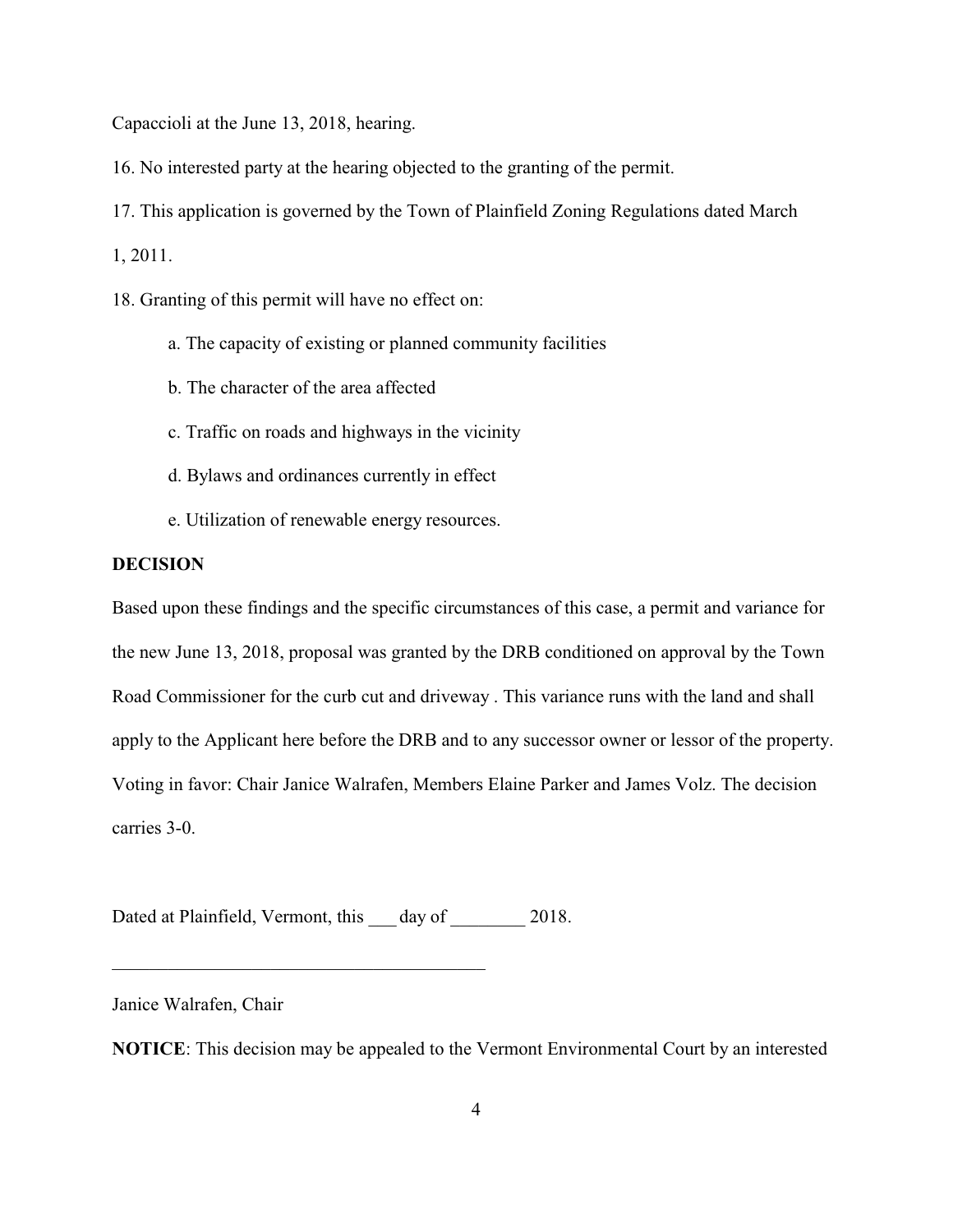Capaccioli at the June 13, 2018, hearing.

16. No interested party at the hearing objected to the granting of the permit.

17. This application is governed by the Town of Plainfield Zoning Regulations dated March 1, 2011.

18. Granting of this permit will have no effect on:

   a. The capacity of existing or planned community facilities

   b. The character of the area affected

   c. Traffic on roads and highways in the vicinity

   d. Bylaws and ordinances currently in effect

   e. Utilization of renewable energy resources.

**DECISION**

Based upon these findings and the specific circumstances of this case, a permit and variance for the new June 13, 2018, proposal was granted by the DRB conditioned on approval by the Town Road Commissioner for the curb cut and driveway . This variance runs with the land and shall apply to the Applicant here before the DRB and to any successor owner or lessor of the property. Voting in favor: Chair Janice Walrafen, Members Elaine Parker and James Volz. The decision carries 3-0.

Dated at Plainfield, Vermont, this ___ day of ________ 2018.

________________________________________

Janice Walrafen, Chair

**NOTICE**: This decision may be appealed to the Vermont Environmental Court by an interested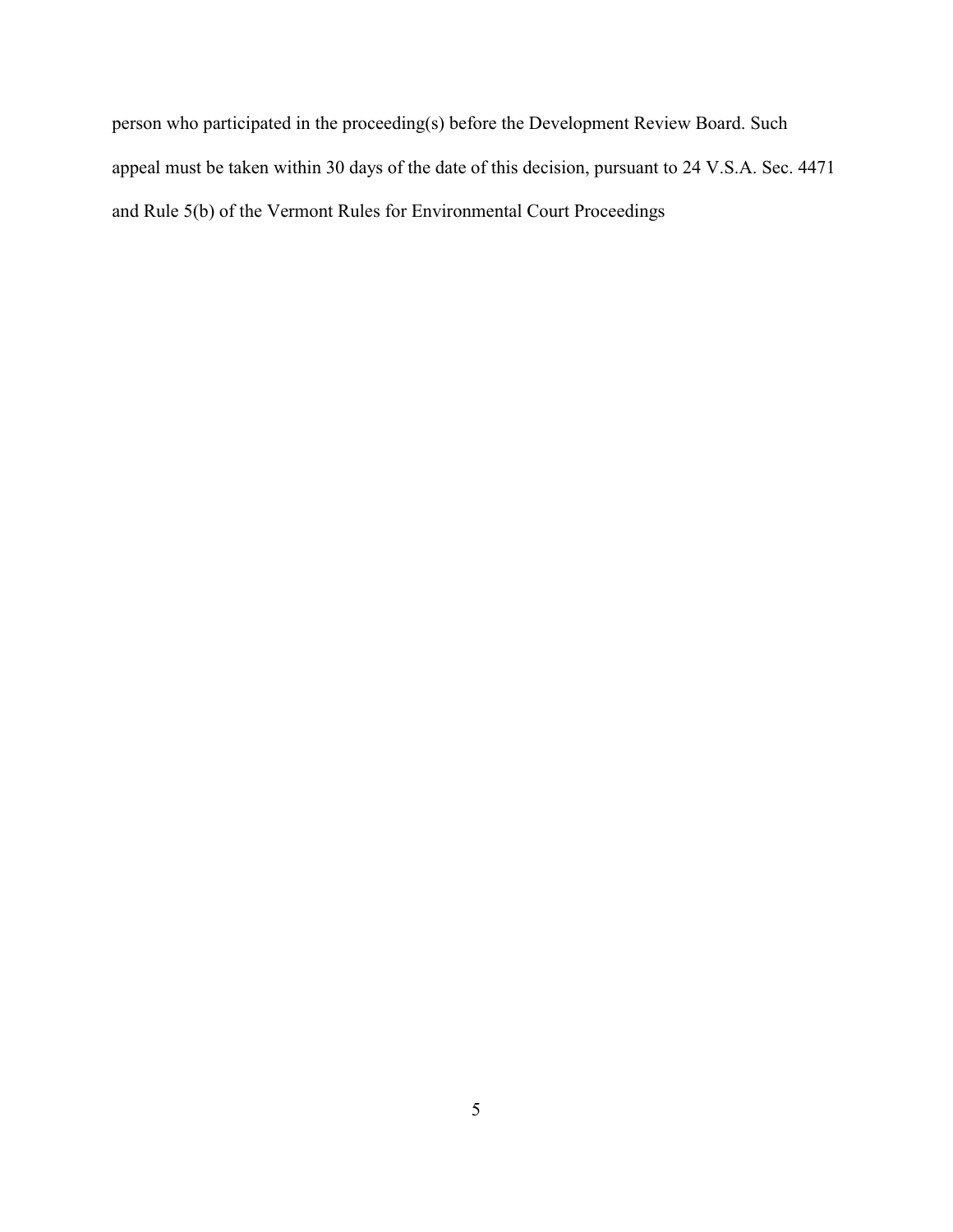person who participated in the proceeding(s) before the Development Review Board. Such appeal must be taken within 30 days of the date of this decision, pursuant to 24 V.S.A. Sec. 4471 and Rule 5(b) of the Vermont Rules for Environmental Court Proceedings